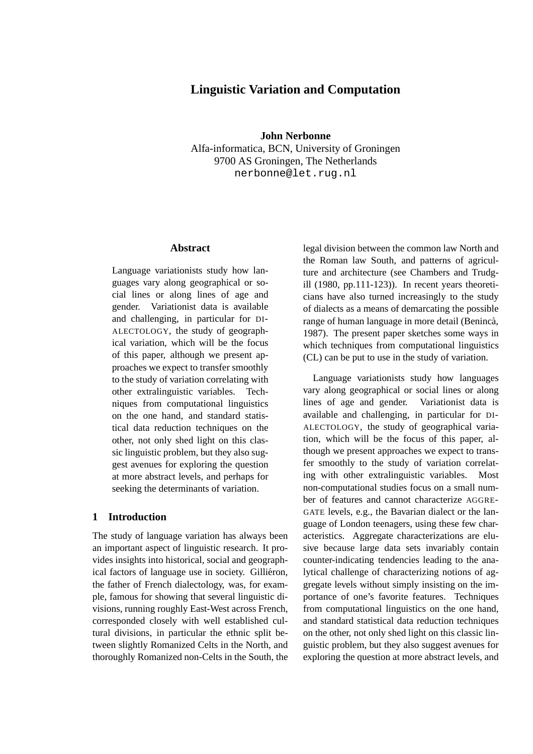# Linguistic Variation and Computation

**John Nerbonne**
Alfa-informatica, BCN, University of Groningen
9700 AS Groningen, The Netherlands
nerbonne@let.rug.nl

## Abstract

Language variationists study how languages vary along geographical or social lines or along lines of age and gender. Variationist data is available and challenging, in particular for DIALECTOLOGY, the study of geographical variation, which will be the focus of this paper, although we present approaches we expect to transfer smoothly to the study of variation correlating with other extralinguistic variables. Techniques from computational linguistics on the one hand, and standard statistical data reduction techniques on the other, not only shed light on this classic linguistic problem, but they also suggest avenues for exploring the question at more abstract levels, and perhaps for seeking the determinants of variation.

## 1 Introduction

The study of language variation has always been an important aspect of linguistic research. It provides insights into historical, social and geographical factors of language use in society. Gilliéron, the father of French dialectology, was, for example, famous for showing that several linguistic divisions, running roughly East-West across French, corresponded closely with well established cultural divisions, in particular the ethnic split between slightly Romanized Celts in the North, and thoroughly Romanized non-Celts in the South, the legal division between the common law North and the Roman law South, and patterns of agriculture and architecture (see Chambers and Trudgill (1980, pp.111-123)). In recent years theoreticians have also turned increasingly to the study of dialects as a means of demarcating the possible range of human language in more detail (Benincà, 1987). The present paper sketches some ways in which techniques from computational linguistics (CL) can be put to use in the study of variation.

Language variationists study how languages vary along geographical or social lines or along lines of age and gender. Variationist data is available and challenging, in particular for DIALECTOLOGY, the study of geographical variation, which will be the focus of this paper, although we present approaches we expect to transfer smoothly to the study of variation correlating with other extralinguistic variables. Most non-computational studies focus on a small number of features and cannot characterize AGGREGATE levels, e.g., the Bavarian dialect or the language of London teenagers, using these few characteristics. Aggregate characterizations are elusive because large data sets invariably contain counter-indicating tendencies leading to the analytical challenge of characterizing notions of aggregate levels without simply insisting on the importance of one's favorite features. Techniques from computational linguistics on the one hand, and standard statistical data reduction techniques on the other, not only shed light on this classic linguistic problem, but they also suggest avenues for exploring the question at more abstract levels, and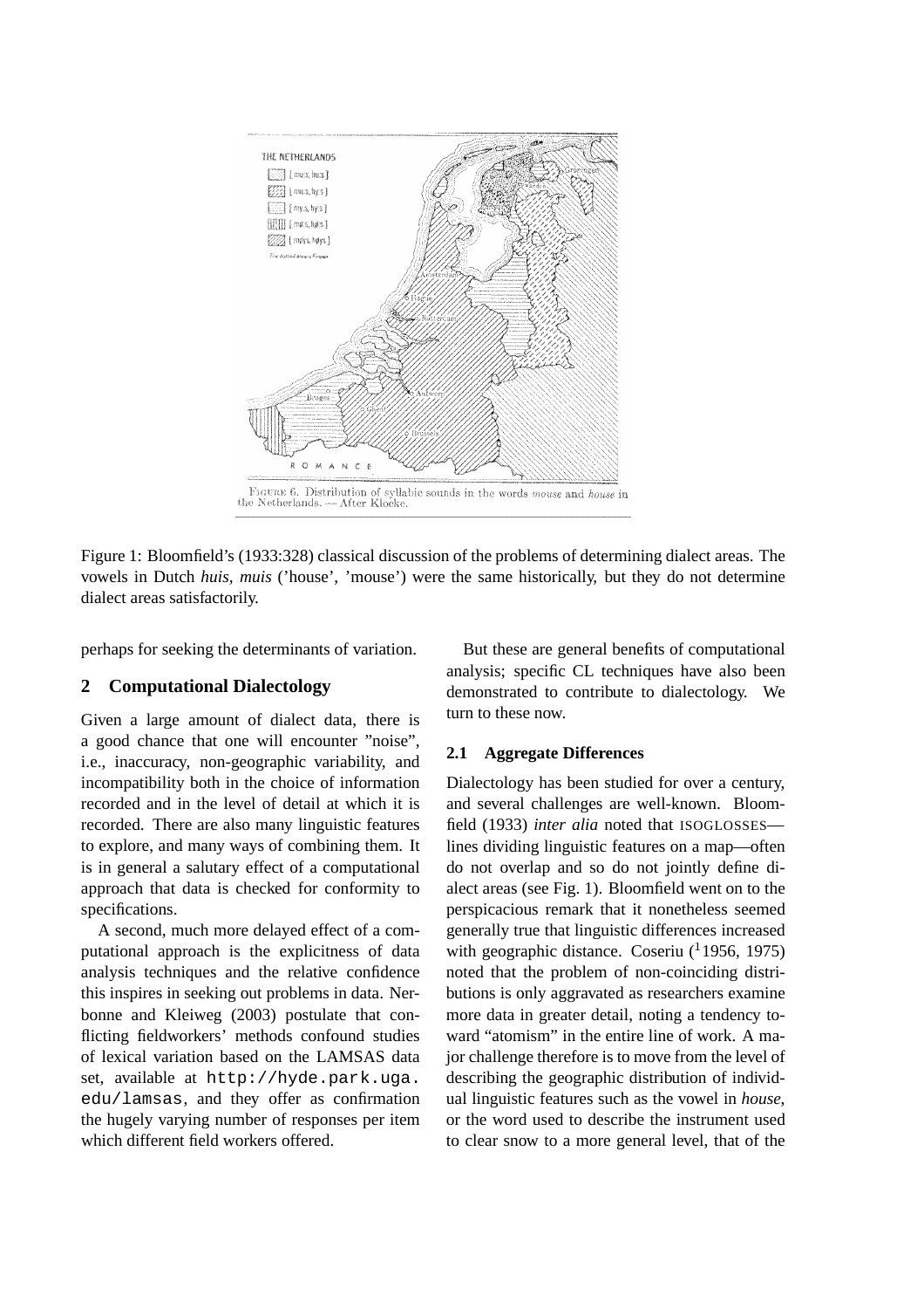Figure 1: Bloomfield's (1933:328) classical discussion of the problems of determining dialect areas. The vowels in Dutch *huis, muis* ('house', 'mouse') were the same historically, but they do not determine dialect areas satisfactorily.

perhaps for seeking the determinants of variation.

## 2 Computational Dialectology

Given a large amount of dialect data, there is a good chance that one will encounter "noise", i.e., inaccuracy, non-geographic variability, and incompatibility both in the choice of information recorded and in the level of detail at which it is recorded. There are also many linguistic features to explore, and many ways of combining them. It is in general a salutary effect of a computational approach that data is checked for conformity to specifications.

A second, much more delayed effect of a computational approach is the explicitness of data analysis techniques and the relative confidence this inspires in seeking out problems in data. Nerbonne and Kleiweg (2003) postulate that conflicting fieldworkers' methods confound studies of lexical variation based on the LAMSAS data set, available at `http://hyde.park.uga.edu/lamsas`, and they offer as confirmation the hugely varying number of responses per item which different field workers offered.

But these are general benefits of computational analysis; specific CL techniques have also been demonstrated to contribute to dialectology. We turn to these now.

### 2.1 Aggregate Differences

Dialectology has been studied for over a century, and several challenges are well-known. Bloomfield (1933) *inter alia* noted that ISOGLOSSES—lines dividing linguistic features on a map—often do not overlap and so do not jointly define dialect areas (see Fig. 1). Bloomfield went on to the perspicacious remark that it nonetheless seemed generally true that linguistic differences increased with geographic distance. Coseriu ([1]1956, 1975) noted that the problem of non-coinciding distributions is only aggravated as researchers examine more data in greater detail, noting a tendency toward "atomism" in the entire line of work. A major challenge therefore is to move from the level of describing the geographic distribution of individual linguistic features such as the vowel in *house*, or the word used to describe the instrument used to clear snow to a more general level, that of the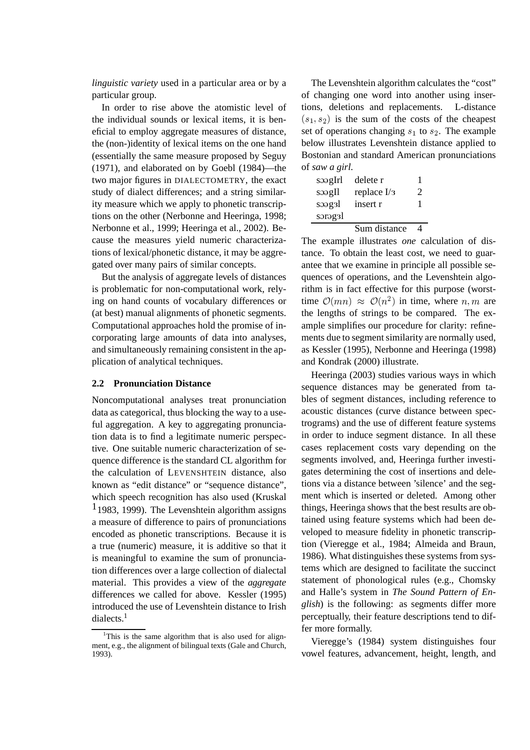*linguistic variety* used in a particular area or by a particular group.

In order to rise above the atomistic level of the individual sounds or lexical items, it is beneficial to employ aggregate measures of distance, the (non-)identity of lexical items on the one hand (essentially the same measure proposed by Seguy (1971), and elaborated on by Goebl (1984)—the two major figures in DIALECTOMETRY, the exact study of dialect differences; and a string similarity measure which we apply to phonetic transcriptions on the other (Nerbonne and Heeringa, 1998; Nerbonne et al., 1999; Heeringa et al., 2002). Because the measures yield numeric characterizations of lexical/phonetic distance, it may be aggregated over many pairs of similar concepts.

But the analysis of aggregate levels of distances is problematic for non-computational work, relying on hand counts of vocabulary differences or (at best) manual alignments of phonetic segments. Computational approaches hold the promise of incorporating large amounts of data into analyses, and simultaneously remaining consistent in the application of analytical techniques.

### 2.2 Pronunciation Distance

Noncomputational analyses treat pronunciation data as categorical, thus blocking the way to a useful aggregation. A key to aggregating pronunciation data is to find a legitimate numeric perspective. One suitable numeric characterization of sequence difference is the standard CL algorithm for the calculation of LEVENSHTEIN distance, also known as "edit distance" or "sequence distance", which speech recognition has also used (Kruskal [1]1983, 1999). The Levenshtein algorithm assigns a measure of difference to pairs of pronunciations encoded as phonetic transcriptions. Because it is a true (numeric) measure, it is additive so that it is meaningful to examine the sum of pronunciation differences over a large collection of dialectal material. This provides a view of the *aggregate* differences we called for above. Kessler (1995) introduced the use of Levenshtein distance to Irish dialects.[1]

[1]This is the same algorithm that is also used for alignment, e.g., the alignment of bilingual texts (Gale and Church, 1993).

The Levenshtein algorithm calculates the "cost" of changing one word into another using insertions, deletions and replacements. L-distance $(s_1, s_2)$ is the sum of the costs of the cheapest set of operations changing $s_1$ to $s_2$. The example below illustrates Levenshtein distance applied to Bostonian and standard American pronunciations of *saw a girl*.

| | | |
|---|---|---|
| sɔəgIrl | delete r | 1 |
| sɔəgIl | replace I/ɜ | 2 |
| sɔəgɜl | insert r | 1 |
| sɔrəgɜl | | |
| | Sum distance | 4 |

The example illustrates *one* calculation of distance. To obtain the least cost, we need to guarantee that we examine in principle all possible sequences of operations, and the Levenshtein algorithm is in fact effective for this purpose (worst-time $\mathcal{O}(mn) \approx \mathcal{O}(n^2)$ in time, where $n, m$ are the lengths of strings to be compared. The example simplifies our procedure for clarity: refinements due to segment similarity are normally used, as Kessler (1995), Nerbonne and Heeringa (1998) and Kondrak (2000) illustrate.

Heeringa (2003) studies various ways in which sequence distances may be generated from tables of segment distances, including reference to acoustic distances (curve distance between spectrograms) and the use of different feature systems in order to induce segment distance. In all these cases replacement costs vary depending on the segments involved, and, Heeringa further investigates determining the cost of insertions and deletions via a distance between 'silence' and the segment which is inserted or deleted. Among other things, Heeringa shows that the best results are obtained using feature systems which had been developed to measure fidelity in phonetic transcription (Vieregge et al., 1984; Almeida and Braun, 1986). What distinguishes these systems from systems which are designed to facilitate the succinct statement of phonological rules (e.g., Chomsky and Halle's system in *The Sound Pattern of English*) is the following: as segments differ more perceptually, their feature descriptions tend to differ more formally.

Vieregge's (1984) system distinguishes four vowel features, advancement, height, length, and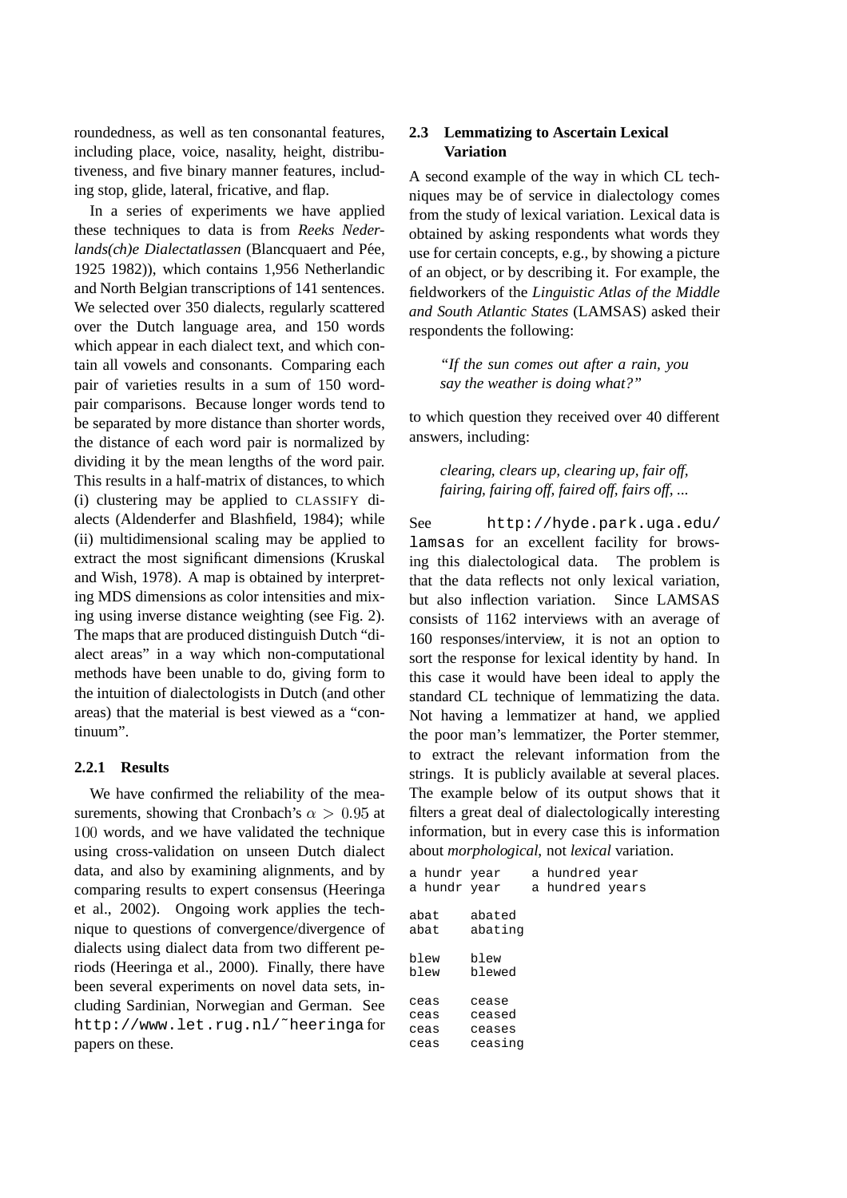roundedness, as well as ten consonantal features, including place, voice, nasality, height, distributiveness, and five binary manner features, including stop, glide, lateral, fricative, and flap.

In a series of experiments we have applied these techniques to data is from *Reeks Nederlands(ch)e Dialectatlassen* (Blancquaert and Pée, 1925 1982)), which contains 1,956 Netherlandic and North Belgian transcriptions of 141 sentences. We selected over 350 dialects, regularly scattered over the Dutch language area, and 150 words which appear in each dialect text, and which contain all vowels and consonants. Comparing each pair of varieties results in a sum of 150 word-pair comparisons. Because longer words tend to be separated by more distance than shorter words, the distance of each word pair is normalized by dividing it by the mean lengths of the word pair. This results in a half-matrix of distances, to which (i) clustering may be applied to CLASSIFY dialects (Aldenderfer and Blashfield, 1984); while (ii) multidimensional scaling may be applied to extract the most significant dimensions (Kruskal and Wish, 1978). A map is obtained by interpreting MDS dimensions as color intensities and mixing using inverse distance weighting (see Fig. 2). The maps that are produced distinguish Dutch "dialect areas" in a way which non-computational methods have been unable to do, giving form to the intuition of dialectologists in Dutch (and other areas) that the material is best viewed as a "continuum".

#### 2.2.1 Results

We have confirmed the reliability of the measurements, showing that Cronbach's $\alpha > 0.95$ at $100$ words, and we have validated the technique using cross-validation on unseen Dutch dialect data, and also by examining alignments, and by comparing results to expert consensus (Heeringa et al., 2002). Ongoing work applies the technique to questions of convergence/divergence of dialects using dialect data from two different periods (Heeringa et al., 2000). Finally, there have been several experiments on novel data sets, including Sardinian, Norwegian and German. See `http://www.let.rug.nl/~heeringa` for papers on these.

### 2.3 Lemmatizing to Ascertain Lexical Variation

A second example of the way in which CL techniques may be of service in dialectology comes from the study of lexical variation. Lexical data is obtained by asking respondents what words they use for certain concepts, e.g., by showing a picture of an object, or by describing it. For example, the fieldworkers of the *Linguistic Atlas of the Middle and South Atlantic States* (LAMSAS) asked their respondents the following:

> *"If the sun comes out after a rain, you say the weather is doing what?"*

to which question they received over 40 different answers, including:

> *clearing, clears up, clearing up, fair off, fairing, fairing off, faired off, fairs off, ...*

See `http://hyde.park.uga.edu/lamsas` for an excellent facility for browsing this dialectological data. The problem is that the data reflects not only lexical variation, but also inflection variation. Since LAMSAS consists of 1162 interviews with an average of 160 responses/interview, it is not an option to sort the response for lexical identity by hand. In this case it would have been ideal to apply the standard CL technique of lemmatizing the data. Not having a lemmatizer at hand, we applied the poor man's lemmatizer, the Porter stemmer, to extract the relevant information from the strings. It is publicly available at several places. The example below of its output shows that it filters a great deal of dialectologically interesting information, but in every case this is information about *morphological*, not *lexical* variation.

```
a hundr year    a hundred year
a hundr year    a hundred years

abat    abated
abat    abating

blew    blew
blew    blewed

ceas    cease
ceas    ceased
ceas    ceases
ceas    ceasing
```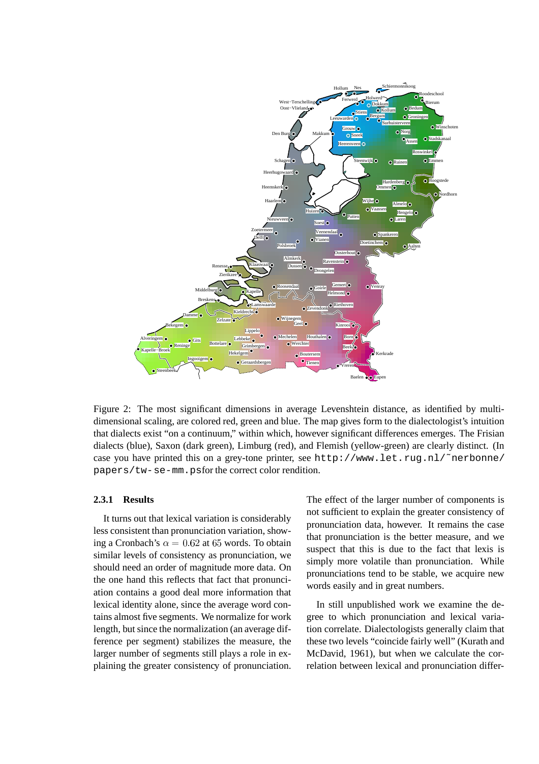Figure 2: The most significant dimensions in average Levenshtein distance, as identified by multi-dimensional scaling, are colored red, green and blue. The map gives form to the dialectologist's intuition that dialects exist "on a continuum," within which, however significant differences emerges. The Frisian dialects (blue), Saxon (dark green), Limburg (red), and Flemish (yellow-green) are clearly distinct. (In case you have printed this on a grey-tone printer, see http://www.let.rug.nl/˜nerbonne/papers/tw-se-mm.ps for the correct color rendition.

#### 2.3.1 Results

It turns out that lexical variation is considerably less consistent than pronunciation variation, showing a Cronbach's $\alpha = 0.62$ at 65 words. To obtain similar levels of consistency as pronunciation, we should need an order of magnitude more data. On the one hand this reflects that fact that pronunciation contains a good deal more information that lexical identity alone, since the average word contains almost five segments. We normalize for work length, but since the normalization (an average difference per segment) stabilizes the measure, the larger number of segments still plays a role in explaining the greater consistency of pronunciation. The effect of the larger number of components is not sufficient to explain the greater consistency of pronunciation data, however. It remains the case that pronunciation is the better measure, and we suspect that this is due to the fact that lexis is simply more volatile than pronunciation. While pronunciations tend to be stable, we acquire new words easily and in great numbers.

In still unpublished work we examine the degree to which pronunciation and lexical variation correlate. Dialectologists generally claim that these two levels "coincide fairly well" (Kurath and McDavid, 1961), but when we calculate the correlation between lexical and pronunciation differ-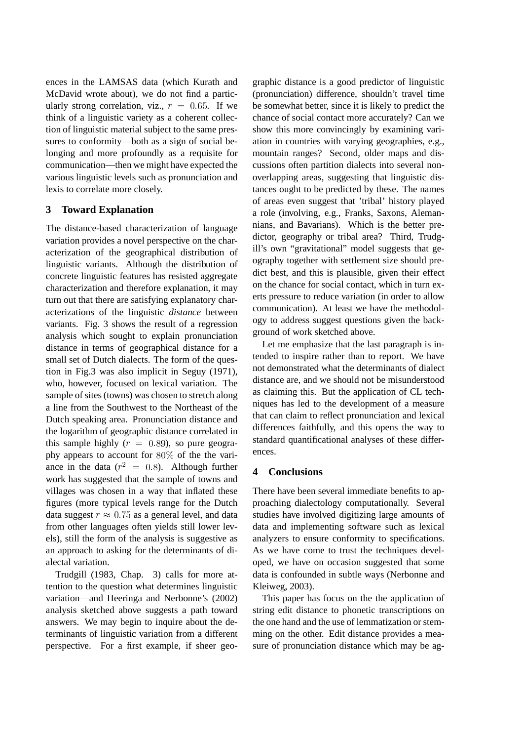ences in the LAMSAS data (which Kurath and McDavid wrote about), we do not find a particularly strong correlation, viz., $r = 0.65$. If we think of a linguistic variety as a coherent collection of linguistic material subject to the same pressures to conformity—both as a sign of social belonging and more profoundly as a requisite for communication—then we might have expected the various linguistic levels such as pronunciation and lexis to correlate more closely.

## 3 Toward Explanation

The distance-based characterization of language variation provides a novel perspective on the characterization of the geographical distribution of linguistic variants. Although the distribution of concrete linguistic features has resisted aggregate characterization and therefore explanation, it may turn out that there are satisfying explanatory characterizations of the linguistic *distance* between variants. Fig. 3 shows the result of a regression analysis which sought to explain pronunciation distance in terms of geographical distance for a small set of Dutch dialects. The form of the question in Fig.3 was also implicit in Seguy (1971), who, however, focused on lexical variation. The sample of sites (towns) was chosen to stretch along a line from the Southwest to the Northeast of the Dutch speaking area. Pronunciation distance and the logarithm of geographic distance correlated in this sample highly ($r = 0.89$), so pure geography appears to account for $80\%$ of the the variance in the data ($r^2 = 0.8$). Although further work has suggested that the sample of towns and villages was chosen in a way that inflated these figures (more typical levels range for the Dutch data suggest $r \approx 0.75$ as a general level, and data from other languages often yields still lower levels), still the form of the analysis is suggestive as an approach to asking for the determinants of dialectal variation.

Trudgill (1983, Chap. 3) calls for more attention to the question what determines linguistic variation—and Heeringa and Nerbonne's (2002) analysis sketched above suggests a path toward answers. We may begin to inquire about the determinants of linguistic variation from a different perspective. For a first example, if sheer geographic distance is a good predictor of linguistic (pronunciation) difference, shouldn't travel time be somewhat better, since it is likely to predict the chance of social contact more accurately? Can we show this more convincingly by examining variation in countries with varying geographies, e.g., mountain ranges? Second, older maps and discussions often partition dialects into several non-overlapping areas, suggesting that linguistic distances ought to be predicted by these. The names of areas even suggest that 'tribal' history played a role (involving, e.g., Franks, Saxons, Alemannians, and Bavarians). Which is the better predictor, geography or tribal area? Third, Trudgill's own "gravitational" model suggests that geography together with settlement size should predict best, and this is plausible, given their effect on the chance for social contact, which in turn exerts pressure to reduce variation (in order to allow communication). At least we have the methodology to address suggest questions given the background of work sketched above.

Let me emphasize that the last paragraph is intended to inspire rather than to report. We have not demonstrated what the determinants of dialect distance are, and we should not be misunderstood as claiming this. But the application of CL techniques has led to the development of a measure that can claim to reflect pronunciation and lexical differences faithfully, and this opens the way to standard quantificational analyses of these differences.

## 4 Conclusions

There have been several immediate benefits to approaching dialectology computationally. Several studies have involved digitizing large amounts of data and implementing software such as lexical analyzers to ensure conformity to specifications. As we have come to trust the techniques developed, we have on occasion suggested that some data is confounded in subtle ways (Nerbonne and Kleiweg, 2003).

This paper has focus on the the application of string edit distance to phonetic transcriptions on the one hand and the use of lemmatization or stemming on the other. Edit distance provides a measure of pronunciation distance which may be ag-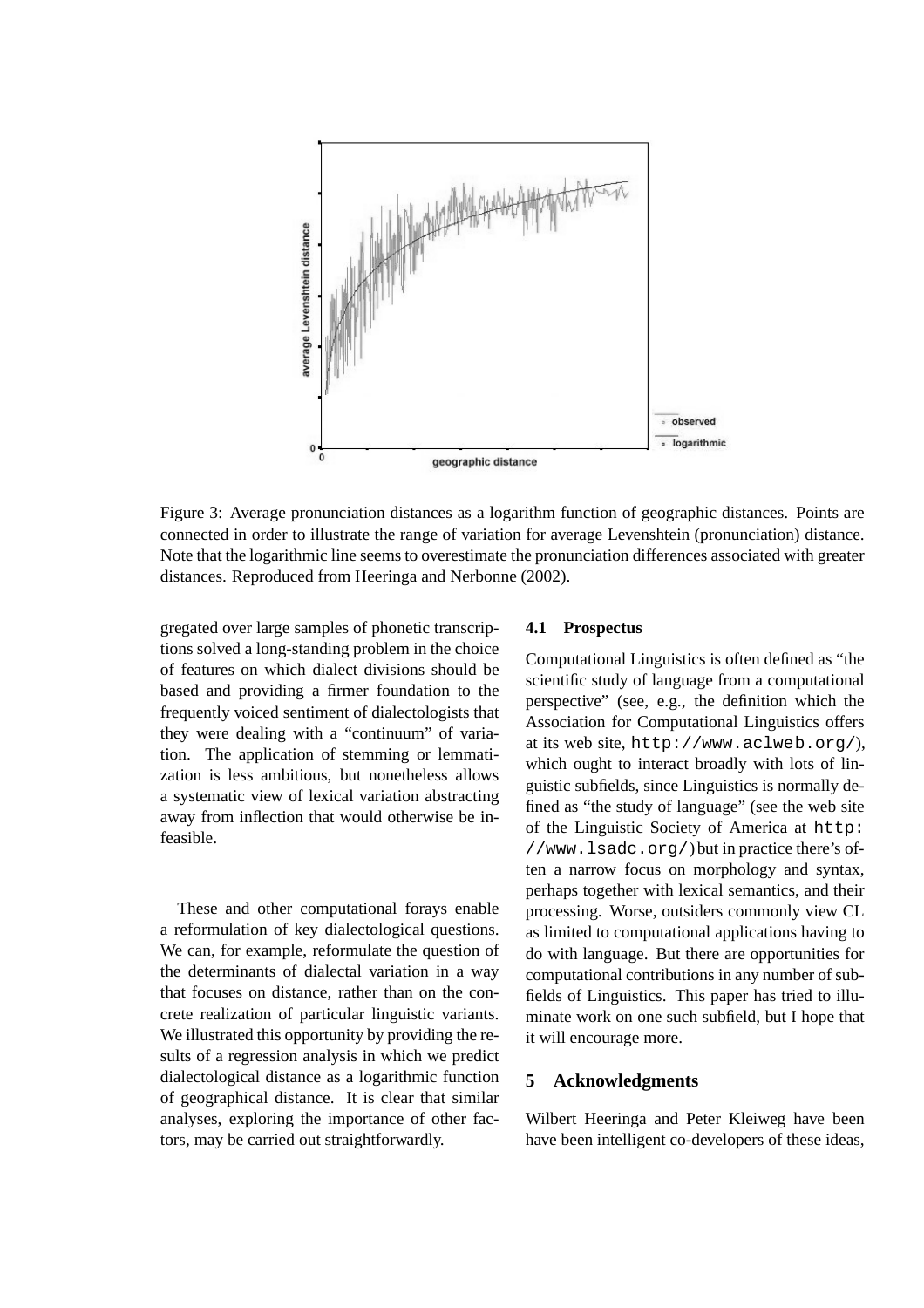Figure 3: Average pronunciation distances as a logarithm function of geographic distances. Points are connected in order to illustrate the range of variation for average Levenshtein (pronunciation) distance. Note that the logarithmic line seems to overestimate the pronunciation differences associated with greater distances. Reproduced from Heeringa and Nerbonne (2002).

gregated over large samples of phonetic transcriptions solved a long-standing problem in the choice of features on which dialect divisions should be based and providing a firmer foundation to the frequently voiced sentiment of dialectologists that they were dealing with a "continuum" of variation. The application of stemming or lemmatization is less ambitious, but nonetheless allows a systematic view of lexical variation abstracting away from inflection that would otherwise be infeasible.

These and other computational forays enable a reformulation of key dialectological questions. We can, for example, reformulate the question of the determinants of dialectal variation in a way that focuses on distance, rather than on the concrete realization of particular linguistic variants. We illustrated this opportunity by providing the results of a regression analysis in which we predict dialectological distance as a logarithmic function of geographical distance. It is clear that similar analyses, exploring the importance of other factors, may be carried out straightforwardly.

### 4.1 Prospectus

Computational Linguistics is often defined as "the scientific study of language from a computational perspective" (see, e.g., the definition which the Association for Computational Linguistics offers at its web site, `http://www.aclweb.org/`), which ought to interact broadly with lots of linguistic subfields, since Linguistics is normally defined as "the study of language" (see the web site of the Linguistic Society of America at `http://www.lsadc.org/`) but in practice there's often a narrow focus on morphology and syntax, perhaps together with lexical semantics, and their processing. Worse, outsiders commonly view CL as limited to computational applications having to do with language. But there are opportunities for computational contributions in any number of subfields of Linguistics. This paper has tried to illuminate work on one such subfield, but I hope that it will encourage more.

## 5 Acknowledgments

Wilbert Heeringa and Peter Kleiweg have been have been intelligent co-developers of these ideas,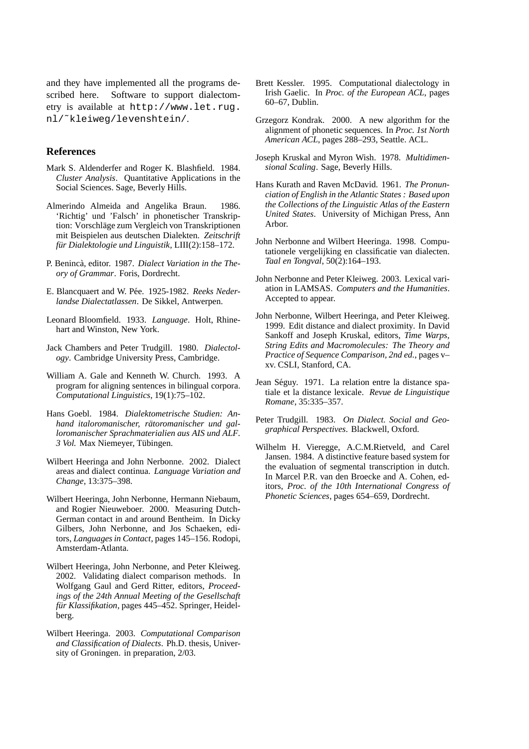and they have implemented all the programs described here. Software to support dialectometry is available at `http://www.let.rug.nl/~kleiweg/levenshtein/`.

## References

Mark S. Aldenderfer and Roger K. Blashfield. 1984. *Cluster Analysis*. Quantitative Applications in the Social Sciences. Sage, Beverly Hills.

Almerindo Almeida and Angelika Braun. 1986. 'Richtig' und 'Falsch' in phonetischer Transkription: Vorschläge zum Vergleich von Transkriptionen mit Beispielen aus deutschen Dialekten. *Zeitschrift für Dialektologie und Linguistik*, LIII(2):158–172.

P. Benincà, editor. 1987. *Dialect Variation in the Theory of Grammar*. Foris, Dordrecht.

E. Blancquaert and W. Pée. 1925-1982. *Reeks Nederlandse Dialectatlassen*. De Sikkel, Antwerpen.

Leonard Bloomfield. 1933. *Language*. Holt, Rhinehart and Winston, New York.

Jack Chambers and Peter Trudgill. 1980. *Dialectology*. Cambridge University Press, Cambridge.

William A. Gale and Kenneth W. Church. 1993. A program for aligning sentences in bilingual corpora. *Computational Linguistics*, 19(1):75–102.

Hans Goebl. 1984. *Dialektometrische Studien: Anhand italoromanischer, rätoromanischer und galloromanischer Sprachmaterialien aus AIS und ALF. 3 Vol.* Max Niemeyer, Tübingen.

Wilbert Heeringa and John Nerbonne. 2002. Dialect areas and dialect continua. *Language Variation and Change*, 13:375–398.

Wilbert Heeringa, John Nerbonne, Hermann Niebaum, and Rogier Nieuweboer. 2000. Measuring Dutch-German contact in and around Bentheim. In Dicky Gilbers, John Nerbonne, and Jos Schaeken, editors, *Languages in Contact*, pages 145–156. Rodopi, Amsterdam-Atlanta.

Wilbert Heeringa, John Nerbonne, and Peter Kleiweg. 2002. Validating dialect comparison methods. In Wolfgang Gaul and Gerd Ritter, editors, *Proceedings of the 24th Annual Meeting of the Gesellschaft für Klassifikation*, pages 445–452. Springer, Heidelberg.

Wilbert Heeringa. 2003. *Computational Comparison and Classification of Dialects*. Ph.D. thesis, University of Groningen. in preparation, 2/03.

Brett Kessler. 1995. Computational dialectology in Irish Gaelic. In *Proc. of the European ACL*, pages 60–67, Dublin.

Grzegorz Kondrak. 2000. A new algorithm for the alignment of phonetic sequences. In *Proc. 1st North American ACL*, pages 288–293, Seattle. ACL.

Joseph Kruskal and Myron Wish. 1978. *Multidimensional Scaling*. Sage, Beverly Hills.

Hans Kurath and Raven McDavid. 1961. *The Pronunciation of English in the Atlantic States : Based upon the Collections of the Linguistic Atlas of the Eastern United States*. University of Michigan Press, Ann Arbor.

John Nerbonne and Wilbert Heeringa. 1998. Computationele vergelijking en classificatie van dialecten. *Taal en Tongval*, 50(2):164–193.

John Nerbonne and Peter Kleiweg. 2003. Lexical variation in LAMSAS. *Computers and the Humanities*. Accepted to appear.

John Nerbonne, Wilbert Heeringa, and Peter Kleiweg. 1999. Edit distance and dialect proximity. In David Sankoff and Joseph Kruskal, editors, *Time Warps, String Edits and Macromolecules: The Theory and Practice of Sequence Comparison, 2nd ed.*, pages v–xv. CSLI, Stanford, CA.

Jean Séguy. 1971. La relation entre la distance spatiale et la distance lexicale. *Revue de Linguistique Romane*, 35:335–357.

Peter Trudgill. 1983. *On Dialect. Social and Geographical Perspectives*. Blackwell, Oxford.

Wilhelm H. Vieregge, A.C.M.Rietveld, and Carel Jansen. 1984. A distinctive feature based system for the evaluation of segmental transcription in dutch. In Marcel P.R. van den Broecke and A. Cohen, editors, *Proc. of the 10th International Congress of Phonetic Sciences*, pages 654–659, Dordrecht.